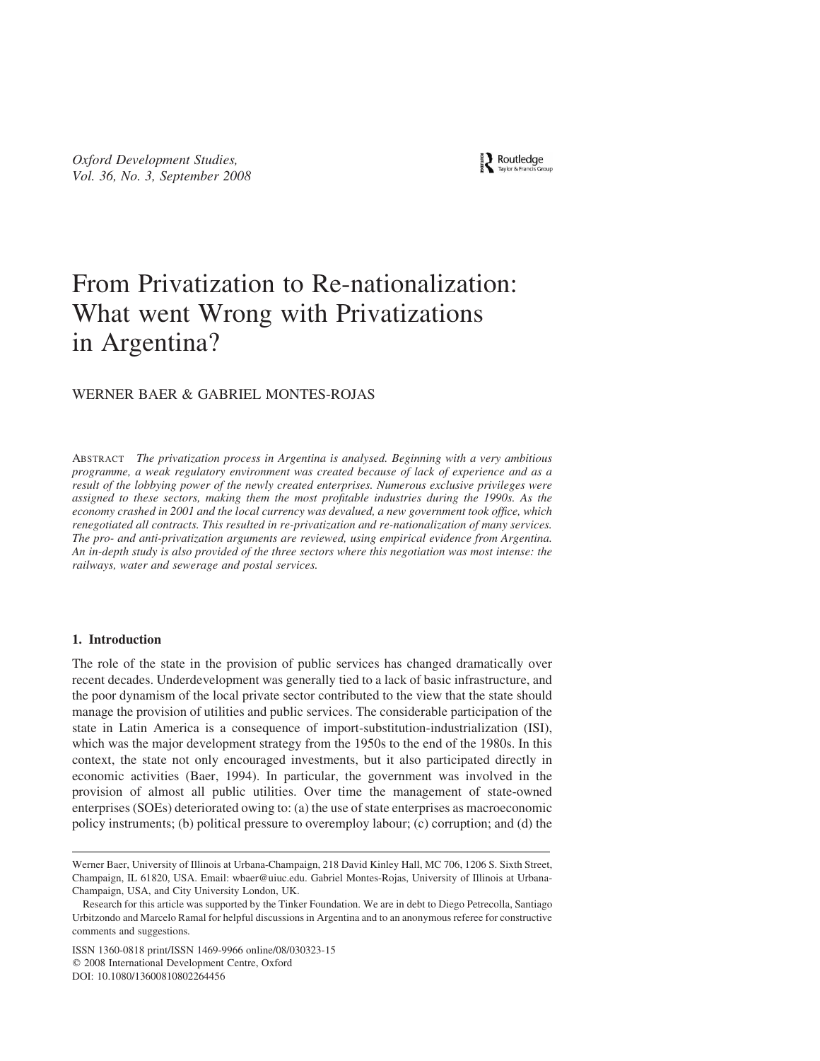# From Privatization to Re-nationalization: What went Wrong with Privatizations in Argentina?

WERNER BAER & GABRIEL MONTES-ROJAS

ABSTRACT *The privatization process in Argentina is analysed. Beginning with a very ambitious programme, a weak regulatory environment was created because of lack of experience and as a result of the lobbying power of the newly created enterprises. Numerous exclusive privileges were assigned to these sectors, making them the most profitable industries during the 1990s. As the economy crashed in 2001 and the local currency was devalued, a new government took office, which renegotiated all contracts. This resulted in re-privatization and re-nationalization of many services. The pro- and anti-privatization arguments are reviewed, using empirical evidence from Argentina. An in-depth study is also provided of the three sectors where this negotiation was most intense: the railways, water and sewerage and postal services.*

## 1. Introduction

The role of the state in the provision of public services has changed dramatically over recent decades. Underdevelopment was generally tied to a lack of basic infrastructure, and the poor dynamism of the local private sector contributed to the view that the state should manage the provision of utilities and public services. The considerable participation of the state in Latin America is a consequence of import-substitution-industrialization (ISI), which was the major development strategy from the 1950s to the end of the 1980s. In this context, the state not only encouraged investments, but it also participated directly in economic activities (Baer, 1994). In particular, the government was involved in the provision of almost all public utilities. Over time the management of state-owned enterprises (SOEs) deteriorated owing to: (a) the use of state enterprises as macroeconomic policy instruments; (b) political pressure to overemploy labour; (c) corruption; and (d) the

---

Werner Baer, University of Illinois at Urbana-Champaign, 218 David Kinley Hall, MC 706, 1206 S. Sixth Street, Champaign, IL 61820, USA. Email: wbaer@uiuc.edu. Gabriel Montes-Rojas, University of Illinois at Urbana-Champaign, USA, and City University London, UK.

Research for this article was supported by the Tinker Foundation. We are in debt to Diego Petrecolla, Santiago Urbitzondo and Marcelo Ramal for helpful discussions in Argentina and to an anonymous referee for constructive comments and suggestions.

ISSN 1360-0818 print/ISSN 1469-9966 online/08/030323-15
© 2008 International Development Centre, Oxford
DOI: 10.1080/13600810802264456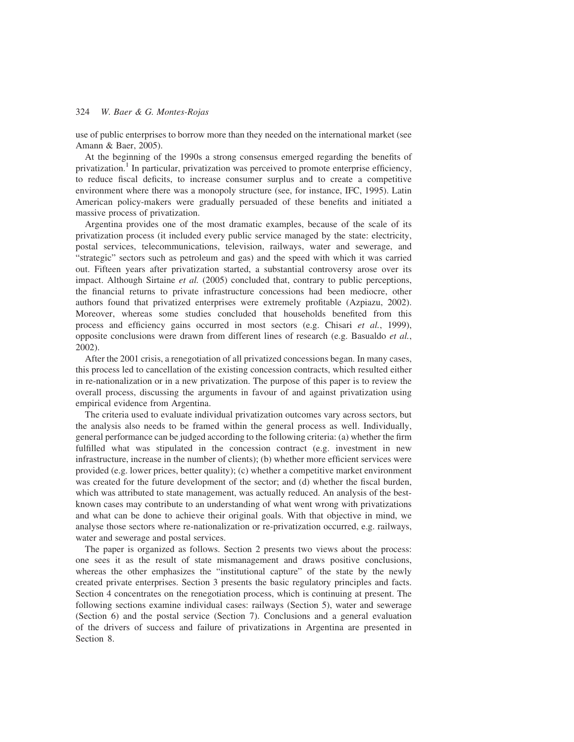use of public enterprises to borrow more than they needed on the international market (see Amann & Baer, 2005).

At the beginning of the 1990s a strong consensus emerged regarding the benefits of privatization.[1] In particular, privatization was perceived to promote enterprise efficiency, to reduce fiscal deficits, to increase consumer surplus and to create a competitive environment where there was a monopoly structure (see, for instance, IFC, 1995). Latin American policy-makers were gradually persuaded of these benefits and initiated a massive process of privatization.

Argentina provides one of the most dramatic examples, because of the scale of its privatization process (it included every public service managed by the state: electricity, postal services, telecommunications, television, railways, water and sewerage, and "strategic" sectors such as petroleum and gas) and the speed with which it was carried out. Fifteen years after privatization started, a substantial controversy arose over its impact. Although Sirtaine *et al.* (2005) concluded that, contrary to public perceptions, the financial returns to private infrastructure concessions had been mediocre, other authors found that privatized enterprises were extremely profitable (Azpiazu, 2002). Moreover, whereas some studies concluded that households benefited from this process and efficiency gains occurred in most sectors (e.g. Chisari *et al.*, 1999), opposite conclusions were drawn from different lines of research (e.g. Basualdo *et al.*, 2002).

After the 2001 crisis, a renegotiation of all privatized concessions began. In many cases, this process led to cancellation of the existing concession contracts, which resulted either in re-nationalization or in a new privatization. The purpose of this paper is to review the overall process, discussing the arguments in favour of and against privatization using empirical evidence from Argentina.

The criteria used to evaluate individual privatization outcomes vary across sectors, but the analysis also needs to be framed within the general process as well. Individually, general performance can be judged according to the following criteria: (a) whether the firm fulfilled what was stipulated in the concession contract (e.g. investment in new infrastructure, increase in the number of clients); (b) whether more efficient services were provided (e.g. lower prices, better quality); (c) whether a competitive market environment was created for the future development of the sector; and (d) whether the fiscal burden, which was attributed to state management, was actually reduced. An analysis of the best-known cases may contribute to an understanding of what went wrong with privatizations and what can be done to achieve their original goals. With that objective in mind, we analyse those sectors where re-nationalization or re-privatization occurred, e.g. railways, water and sewerage and postal services.

The paper is organized as follows. Section 2 presents two views about the process: one sees it as the result of state mismanagement and draws positive conclusions, whereas the other emphasizes the "institutional capture" of the state by the newly created private enterprises. Section 3 presents the basic regulatory principles and facts. Section 4 concentrates on the renegotiation process, which is continuing at present. The following sections examine individual cases: railways (Section 5), water and sewerage (Section 6) and the postal service (Section 7). Conclusions and a general evaluation of the drivers of success and failure of privatizations in Argentina are presented in Section 8.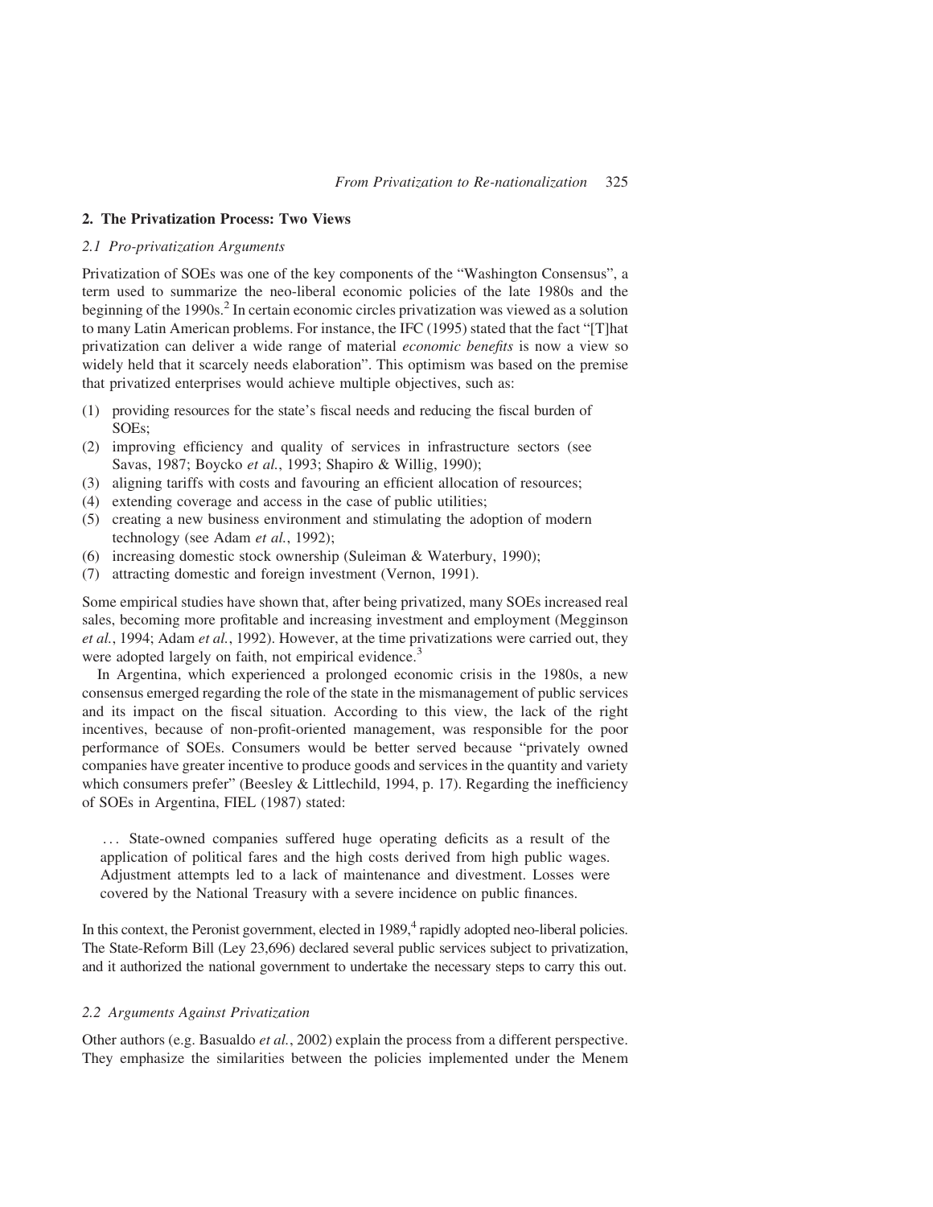## 2. The Privatization Process: Two Views

### 2.1 Pro-privatization Arguments

Privatization of SOEs was one of the key components of the "Washington Consensus", a term used to summarize the neo-liberal economic policies of the late 1980s and the beginning of the 1990s.[2] In certain economic circles privatization was viewed as a solution to many Latin American problems. For instance, the IFC (1995) stated that the fact "[T]hat privatization can deliver a wide range of material *economic benefits* is now a view so widely held that it scarcely needs elaboration". This optimism was based on the premise that privatized enterprises would achieve multiple objectives, such as:

(1) providing resources for the state's fiscal needs and reducing the fiscal burden of SOEs;
(2) improving efficiency and quality of services in infrastructure sectors (see Savas, 1987; Boycko *et al.*, 1993; Shapiro & Willig, 1990);
(3) aligning tariffs with costs and favouring an efficient allocation of resources;
(4) extending coverage and access in the case of public utilities;
(5) creating a new business environment and stimulating the adoption of modern technology (see Adam *et al.*, 1992);
(6) increasing domestic stock ownership (Suleiman & Waterbury, 1990);
(7) attracting domestic and foreign investment (Vernon, 1991).

Some empirical studies have shown that, after being privatized, many SOEs increased real sales, becoming more profitable and increasing investment and employment (Megginson *et al.*, 1994; Adam *et al.*, 1992). However, at the time privatizations were carried out, they were adopted largely on faith, not empirical evidence.[3]

In Argentina, which experienced a prolonged economic crisis in the 1980s, a new consensus emerged regarding the role of the state in the mismanagement of public services and its impact on the fiscal situation. According to this view, the lack of the right incentives, because of non-profit-oriented management, was responsible for the poor performance of SOEs. Consumers would be better served because "privately owned companies have greater incentive to produce goods and services in the quantity and variety which consumers prefer" (Beesley & Littlechild, 1994, p. 17). Regarding the inefficiency of SOEs in Argentina, FIEL (1987) stated:

> ... State-owned companies suffered huge operating deficits as a result of the application of political fares and the high costs derived from high public wages. Adjustment attempts led to a lack of maintenance and divestment. Losses were covered by the National Treasury with a severe incidence on public finances.

In this context, the Peronist government, elected in 1989,[4] rapidly adopted neo-liberal policies. The State-Reform Bill (Ley 23,696) declared several public services subject to privatization, and it authorized the national government to undertake the necessary steps to carry this out.

### 2.2 Arguments Against Privatization

Other authors (e.g. Basualdo *et al.*, 2002) explain the process from a different perspective. They emphasize the similarities between the policies implemented under the Menem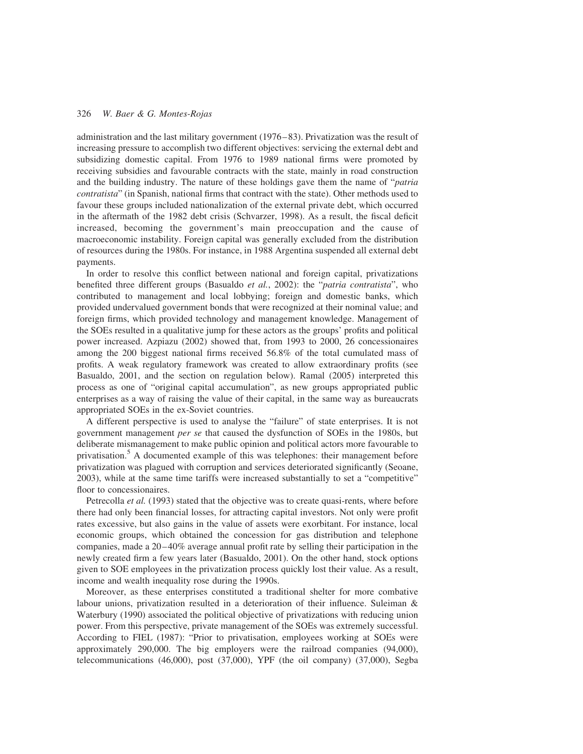administration and the last military government (1976–83). Privatization was the result of increasing pressure to accomplish two different objectives: servicing the external debt and subsidizing domestic capital. From 1976 to 1989 national firms were promoted by receiving subsidies and favourable contracts with the state, mainly in road construction and the building industry. The nature of these holdings gave them the name of "*patria contratista*" (in Spanish, national firms that contract with the state). Other methods used to favour these groups included nationalization of the external private debt, which occurred in the aftermath of the 1982 debt crisis (Schvarzer, 1998). As a result, the fiscal deficit increased, becoming the government's main preoccupation and the cause of macroeconomic instability. Foreign capital was generally excluded from the distribution of resources during the 1980s. For instance, in 1988 Argentina suspended all external debt payments.

In order to resolve this conflict between national and foreign capital, privatizations benefited three different groups (Basualdo *et al.*, 2002): the "*patria contratista*", who contributed to management and local lobbying; foreign and domestic banks, which provided undervalued government bonds that were recognized at their nominal value; and foreign firms, which provided technology and management knowledge. Management of the SOEs resulted in a qualitative jump for these actors as the groups' profits and political power increased. Azpiazu (2002) showed that, from 1993 to 2000, 26 concessionaires among the 200 biggest national firms received 56.8% of the total cumulated mass of profits. A weak regulatory framework was created to allow extraordinary profits (see Basualdo, 2001, and the section on regulation below). Ramal (2005) interpreted this process as one of "original capital accumulation", as new groups appropriated public enterprises as a way of raising the value of their capital, in the same way as bureaucrats appropriated SOEs in the ex-Soviet countries.

A different perspective is used to analyse the "failure" of state enterprises. It is not government management *per se* that caused the dysfunction of SOEs in the 1980s, but deliberate mismanagement to make public opinion and political actors more favourable to privatisation.[5] A documented example of this was telephones: their management before privatization was plagued with corruption and services deteriorated significantly (Seoane, 2003), while at the same time tariffs were increased substantially to set a "competitive" floor to concessionaires.

Petrecolla *et al.* (1993) stated that the objective was to create quasi-rents, where before there had only been financial losses, for attracting capital investors. Not only were profit rates excessive, but also gains in the value of assets were exorbitant. For instance, local economic groups, which obtained the concession for gas distribution and telephone companies, made a 20–40% average annual profit rate by selling their participation in the newly created firm a few years later (Basualdo, 2001). On the other hand, stock options given to SOE employees in the privatization process quickly lost their value. As a result, income and wealth inequality rose during the 1990s.

Moreover, as these enterprises constituted a traditional shelter for more combative labour unions, privatization resulted in a deterioration of their influence. Suleiman & Waterbury (1990) associated the political objective of privatizations with reducing union power. From this perspective, private management of the SOEs was extremely successful. According to FIEL (1987): "Prior to privatisation, employees working at SOEs were approximately 290,000. The big employers were the railroad companies (94,000), telecommunications (46,000), post (37,000), YPF (the oil company) (37,000), Segba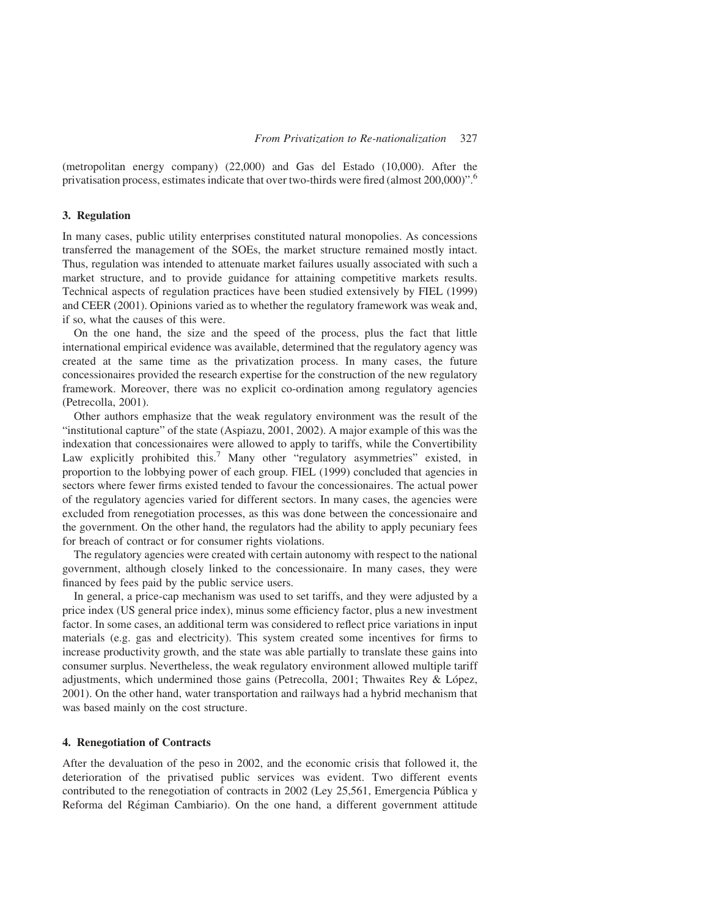(metropolitan energy company) (22,000) and Gas del Estado (10,000). After the privatisation process, estimates indicate that over two-thirds were fired (almost 200,000)".[6]

## 3. Regulation

In many cases, public utility enterprises constituted natural monopolies. As concessions transferred the management of the SOEs, the market structure remained mostly intact. Thus, regulation was intended to attenuate market failures usually associated with such a market structure, and to provide guidance for attaining competitive markets results. Technical aspects of regulation practices have been studied extensively by FIEL (1999) and CEER (2001). Opinions varied as to whether the regulatory framework was weak and, if so, what the causes of this were.

On the one hand, the size and the speed of the process, plus the fact that little international empirical evidence was available, determined that the regulatory agency was created at the same time as the privatization process. In many cases, the future concessionaires provided the research expertise for the construction of the new regulatory framework. Moreover, there was no explicit co-ordination among regulatory agencies (Petrecolla, 2001).

Other authors emphasize that the weak regulatory environment was the result of the "institutional capture" of the state (Aspiazu, 2001, 2002). A major example of this was the indexation that concessionaires were allowed to apply to tariffs, while the Convertibility Law explicitly prohibited this.[7] Many other "regulatory asymmetries" existed, in proportion to the lobbying power of each group. FIEL (1999) concluded that agencies in sectors where fewer firms existed tended to favour the concessionaires. The actual power of the regulatory agencies varied for different sectors. In many cases, the agencies were excluded from renegotiation processes, as this was done between the concessionaire and the government. On the other hand, the regulators had the ability to apply pecuniary fees for breach of contract or for consumer rights violations.

The regulatory agencies were created with certain autonomy with respect to the national government, although closely linked to the concessionaire. In many cases, they were financed by fees paid by the public service users.

In general, a price-cap mechanism was used to set tariffs, and they were adjusted by a price index (US general price index), minus some efficiency factor, plus a new investment factor. In some cases, an additional term was considered to reflect price variations in input materials (e.g. gas and electricity). This system created some incentives for firms to increase productivity growth, and the state was able partially to translate these gains into consumer surplus. Nevertheless, the weak regulatory environment allowed multiple tariff adjustments, which undermined those gains (Petrecolla, 2001; Thwaites Rey & López, 2001). On the other hand, water transportation and railways had a hybrid mechanism that was based mainly on the cost structure.

## 4. Renegotiation of Contracts

After the devaluation of the peso in 2002, and the economic crisis that followed it, the deterioration of the privatised public services was evident. Two different events contributed to the renegotiation of contracts in 2002 (Ley 25,561, Emergencia Pública y Reforma del Régiman Cambiario). On the one hand, a different government attitude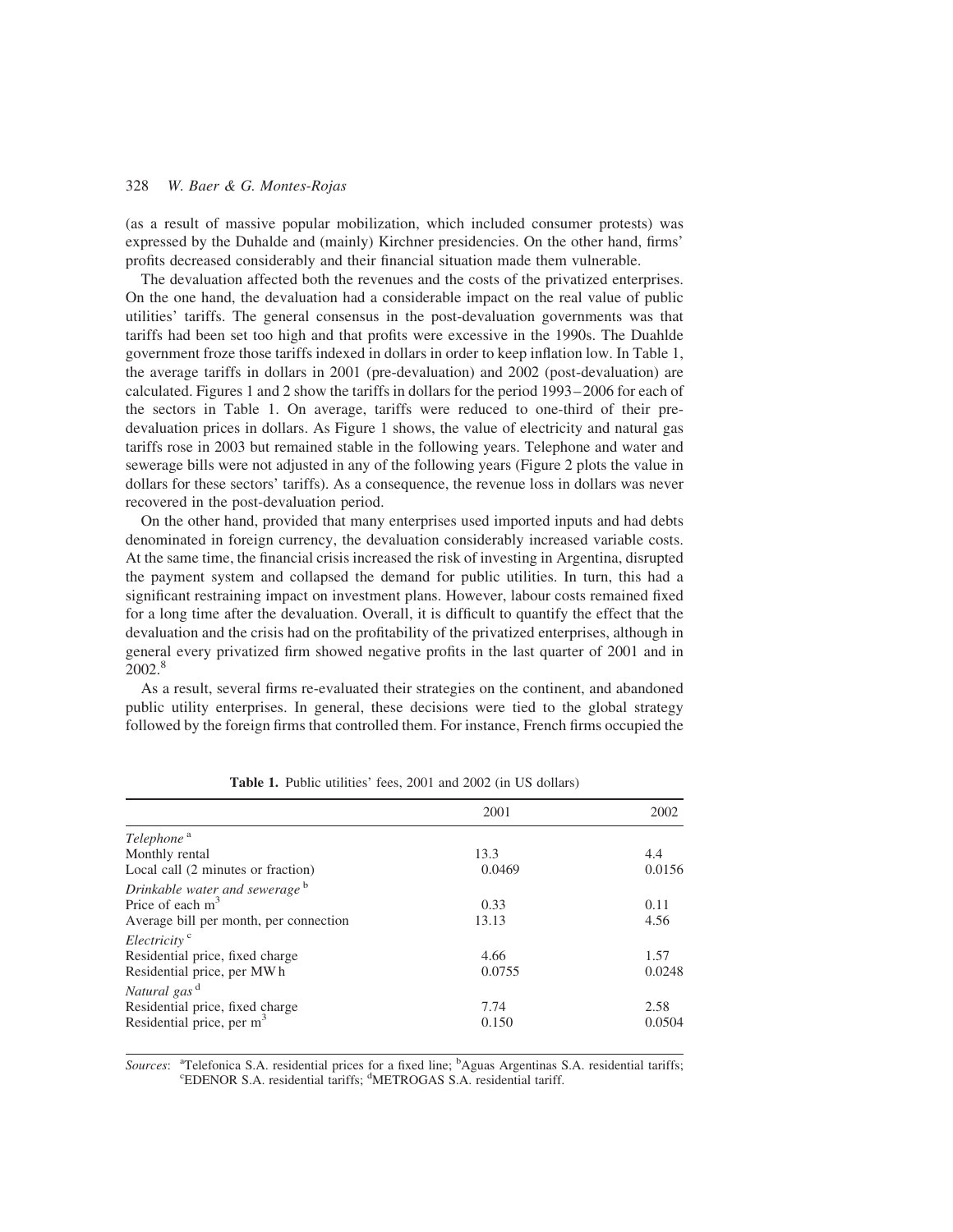(as a result of massive popular mobilization, which included consumer protests) was expressed by the Duhalde and (mainly) Kirchner presidencies. On the other hand, firms' profits decreased considerably and their financial situation made them vulnerable.

The devaluation affected both the revenues and the costs of the privatized enterprises. On the one hand, the devaluation had a considerable impact on the real value of public utilities' tariffs. The general consensus in the post-devaluation governments was that tariffs had been set too high and that profits were excessive in the 1990s. The Duahlde government froze those tariffs indexed in dollars in order to keep inflation low. In Table 1, the average tariffs in dollars in 2001 (pre-devaluation) and 2002 (post-devaluation) are calculated. Figures 1 and 2 show the tariffs in dollars for the period 1993–2006 for each of the sectors in Table 1. On average, tariffs were reduced to one-third of their pre-devaluation prices in dollars. As Figure 1 shows, the value of electricity and natural gas tariffs rose in 2003 but remained stable in the following years. Telephone and water and sewerage bills were not adjusted in any of the following years (Figure 2 plots the value in dollars for these sectors' tariffs). As a consequence, the revenue loss in dollars was never recovered in the post-devaluation period.

On the other hand, provided that many enterprises used imported inputs and had debts denominated in foreign currency, the devaluation considerably increased variable costs. At the same time, the financial crisis increased the risk of investing in Argentina, disrupted the payment system and collapsed the demand for public utilities. In turn, this had a significant restraining impact on investment plans. However, labour costs remained fixed for a long time after the devaluation. Overall, it is difficult to quantify the effect that the devaluation and the crisis had on the profitability of the privatized enterprises, although in general every privatized firm showed negative profits in the last quarter of 2001 and in 2002.[8]

As a result, several firms re-evaluated their strategies on the continent, and abandoned public utility enterprises. In general, these decisions were tied to the global strategy followed by the foreign firms that controlled them. For instance, French firms occupied the

**Table 1.** Public utilities' fees, 2001 and 2002 (in US dollars)

| | 2001 | 2002 |
|---|---|---|
| *Telephone* [a] | | |
| Monthly rental | 13.3 | 4.4 |
| Local call (2 minutes or fraction) | 0.0469 | 0.0156 |
| *Drinkable water and sewerage* [b] | | |
| Price of each $m^3$ | 0.33 | 0.11 |
| Average bill per month, per connection | 13.13 | 4.56 |
| *Electricity* [c] | | |
| Residential price, fixed charge | 4.66 | 1.57 |
| Residential price, per MW h | 0.0755 | 0.0248 |
| *Natural gas* [d] | | |
| Residential price, fixed charge | 7.74 | 2.58 |
| Residential price, per $m^3$ | 0.150 | 0.0504 |

*Sources*: [a]Telefonica S.A. residential prices for a fixed line; [b]Aguas Argentinas S.A. residential tariffs; [c]EDENOR S.A. residential tariffs; [d]METROGAS S.A. residential tariff.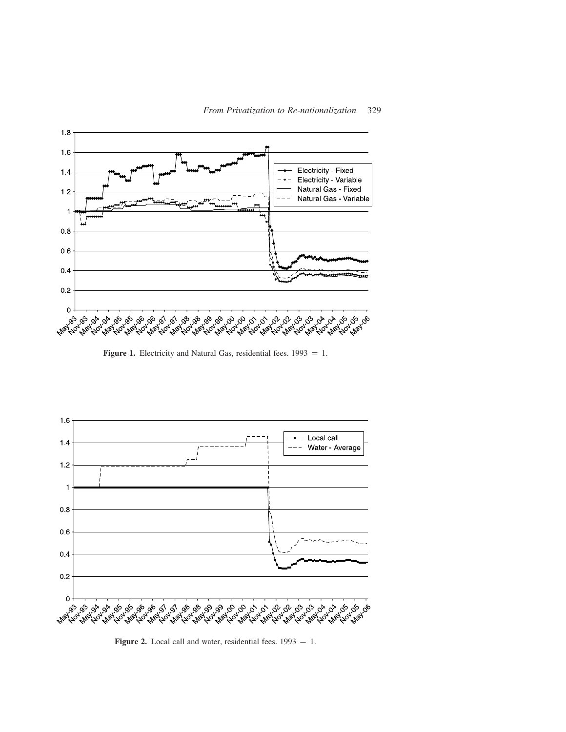**Figure 1.** Electricity and Natural Gas, residential fees. 1993 = 1.

**Figure 2.** Local call and water, residential fees. 1993 = 1.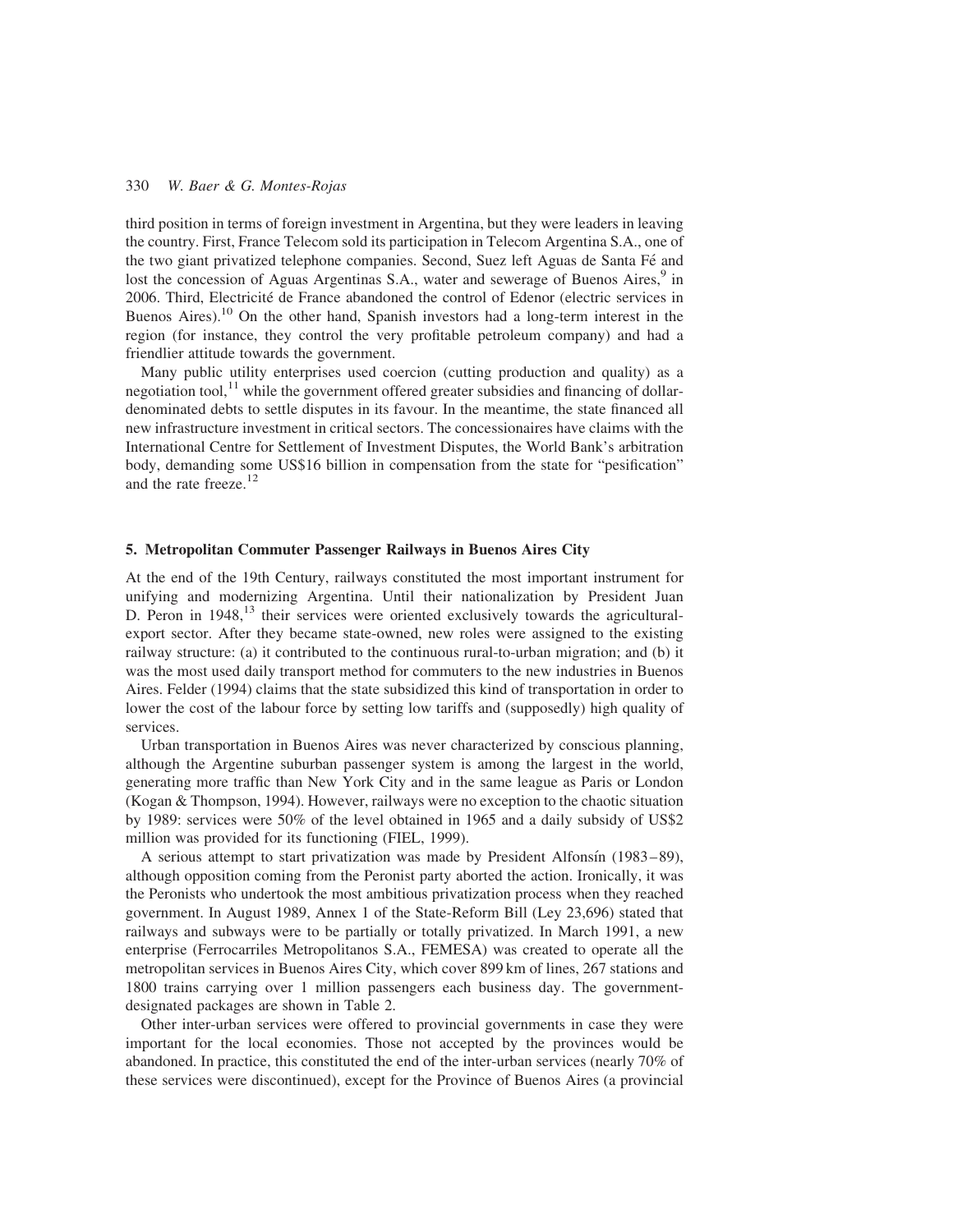third position in terms of foreign investment in Argentina, but they were leaders in leaving the country. First, France Telecom sold its participation in Telecom Argentina S.A., one of the two giant privatized telephone companies. Second, Suez left Aguas de Santa Fé and lost the concession of Aguas Argentinas S.A., water and sewerage of Buenos Aires,[9] in 2006. Third, Electricité de France abandoned the control of Edenor (electric services in Buenos Aires).[10] On the other hand, Spanish investors had a long-term interest in the region (for instance, they control the very profitable petroleum company) and had a friendlier attitude towards the government.

Many public utility enterprises used coercion (cutting production and quality) as a negotiation tool,[11] while the government offered greater subsidies and financing of dollar-denominated debts to settle disputes in its favour. In the meantime, the state financed all new infrastructure investment in critical sectors. The concessionaires have claims with the International Centre for Settlement of Investment Disputes, the World Bank's arbitration body, demanding some US$16 billion in compensation from the state for "pesification" and the rate freeze.[12]

## 5. Metropolitan Commuter Passenger Railways in Buenos Aires City

At the end of the 19th Century, railways constituted the most important instrument for unifying and modernizing Argentina. Until their nationalization by President Juan D. Peron in 1948,[13] their services were oriented exclusively towards the agricultural-export sector. After they became state-owned, new roles were assigned to the existing railway structure: (a) it contributed to the continuous rural-to-urban migration; and (b) it was the most used daily transport method for commuters to the new industries in Buenos Aires. Felder (1994) claims that the state subsidized this kind of transportation in order to lower the cost of the labour force by setting low tariffs and (supposedly) high quality of services.

Urban transportation in Buenos Aires was never characterized by conscious planning, although the Argentine suburban passenger system is among the largest in the world, generating more traffic than New York City and in the same league as Paris or London (Kogan & Thompson, 1994). However, railways were no exception to the chaotic situation by 1989: services were 50% of the level obtained in 1965 and a daily subsidy of US$2 million was provided for its functioning (FIEL, 1999).

A serious attempt to start privatization was made by President Alfonsín (1983–89), although opposition coming from the Peronist party aborted the action. Ironically, it was the Peronists who undertook the most ambitious privatization process when they reached government. In August 1989, Annex 1 of the State-Reform Bill (Ley 23,696) stated that railways and subways were to be partially or totally privatized. In March 1991, a new enterprise (Ferrocarriles Metropolitanos S.A., FEMESA) was created to operate all the metropolitan services in Buenos Aires City, which cover 899 km of lines, 267 stations and 1800 trains carrying over 1 million passengers each business day. The government-designated packages are shown in Table 2.

Other inter-urban services were offered to provincial governments in case they were important for the local economies. Those not accepted by the provinces would be abandoned. In practice, this constituted the end of the inter-urban services (nearly 70% of these services were discontinued), except for the Province of Buenos Aires (a provincial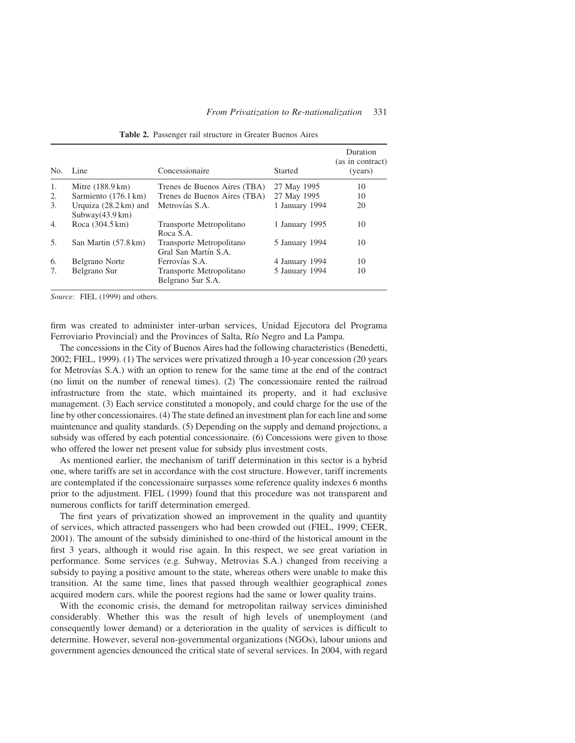**Table 2.** Passenger rail structure in Greater Buenos Aires

| No. | Line | Concessionaire | Started | Duration (as in contract) (years) |
|---|---|---|---|---|
| 1. | Mitre (188.9 km) | Trenes de Buenos Aires (TBA) | 27 May 1995 | 10 |
| 2. | Sarmiento (176.1 km) | Trenes de Buenos Aires (TBA) | 27 May 1995 | 10 |
| 3. | Urquiza (28.2 km) and Subway(43.9 km) | Metrovías S.A. | 1 January 1994 | 20 |
| 4. | Roca (304.5 km) | Transporte Metropolitano Roca S.A. | 1 January 1995 | 10 |
| 5. | San Martin (57.8 km) | Transporte Metropolitano Gral San Martín S.A. | 5 January 1994 | 10 |
| 6. | Belgrano Norte | Ferrovías S.A. | 4 January 1994 | 10 |
| 7. | Belgrano Sur | Transporte Metropolitano Belgrano Sur S.A. | 5 January 1994 | 10 |

*Source*: FIEL (1999) and others.

firm was created to administer inter-urban services, Unidad Ejecutora del Programa Ferroviario Provincial) and the Provinces of Salta, Río Negro and La Pampa.

The concessions in the City of Buenos Aires had the following characteristics (Benedetti, 2002; FIEL, 1999). (1) The services were privatized through a 10-year concession (20 years for Metrovías S.A.) with an option to renew for the same time at the end of the contract (no limit on the number of renewal times). (2) The concessionaire rented the railroad infrastructure from the state, which maintained its property, and it had exclusive management. (3) Each service constituted a monopoly, and could charge for the use of the line by other concessionaires. (4) The state defined an investment plan for each line and some maintenance and quality standards. (5) Depending on the supply and demand projections, a subsidy was offered by each potential concessionaire. (6) Concessions were given to those who offered the lower net present value for subsidy plus investment costs.

As mentioned earlier, the mechanism of tariff determination in this sector is a hybrid one, where tariffs are set in accordance with the cost structure. However, tariff increments are contemplated if the concessionaire surpasses some reference quality indexes 6 months prior to the adjustment. FIEL (1999) found that this procedure was not transparent and numerous conflicts for tariff determination emerged.

The first years of privatization showed an improvement in the quality and quantity of services, which attracted passengers who had been crowded out (FIEL, 1999; CEER, 2001). The amount of the subsidy diminished to one-third of the historical amount in the first 3 years, although it would rise again. In this respect, we see great variation in performance. Some services (e.g. Subway, Metrovias S.A.) changed from receiving a subsidy to paying a positive amount to the state, whereas others were unable to make this transition. At the same time, lines that passed through wealthier geographical zones acquired modern cars, while the poorest regions had the same or lower quality trains.

With the economic crisis, the demand for metropolitan railway services diminished considerably. Whether this was the result of high levels of unemployment (and consequently lower demand) or a deterioration in the quality of services is difficult to determine. However, several non-governmental organizations (NGOs), labour unions and government agencies denounced the critical state of several services. In 2004, with regard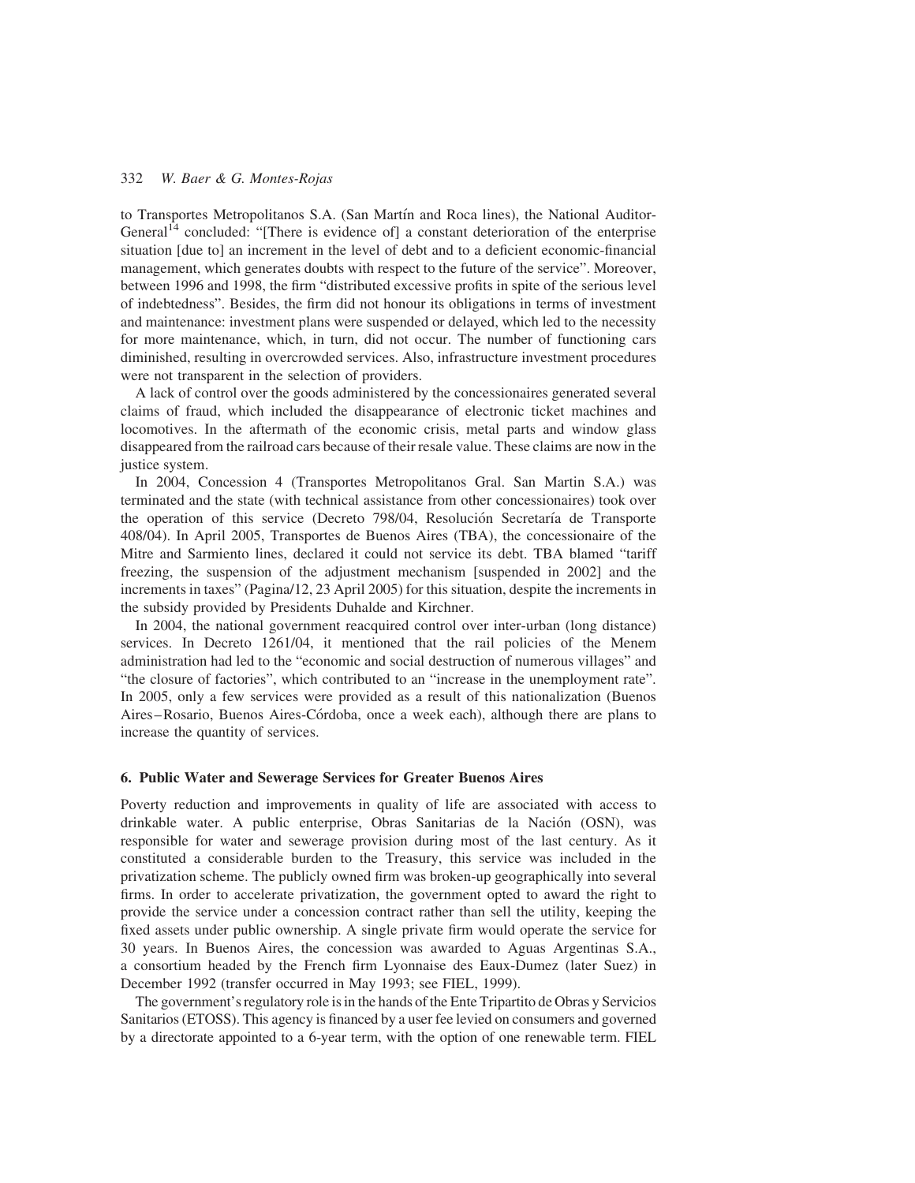to Transportes Metropolitanos S.A. (San Martín and Roca lines), the National Auditor-General[14] concluded: "[There is evidence of] a constant deterioration of the enterprise situation [due to] an increment in the level of debt and to a deficient economic-financial management, which generates doubts with respect to the future of the service". Moreover, between 1996 and 1998, the firm "distributed excessive profits in spite of the serious level of indebtedness". Besides, the firm did not honour its obligations in terms of investment and maintenance: investment plans were suspended or delayed, which led to the necessity for more maintenance, which, in turn, did not occur. The number of functioning cars diminished, resulting in overcrowded services. Also, infrastructure investment procedures were not transparent in the selection of providers.

A lack of control over the goods administered by the concessionaires generated several claims of fraud, which included the disappearance of electronic ticket machines and locomotives. In the aftermath of the economic crisis, metal parts and window glass disappeared from the railroad cars because of their resale value. These claims are now in the justice system.

In 2004, Concession 4 (Transportes Metropolitanos Gral. San Martin S.A.) was terminated and the state (with technical assistance from other concessionaires) took over the operation of this service (Decreto 798/04, Resolución Secretaría de Transporte 408/04). In April 2005, Transportes de Buenos Aires (TBA), the concessionaire of the Mitre and Sarmiento lines, declared it could not service its debt. TBA blamed "tariff freezing, the suspension of the adjustment mechanism [suspended in 2002] and the increments in taxes" (Pagina/12, 23 April 2005) for this situation, despite the increments in the subsidy provided by Presidents Duhalde and Kirchner.

In 2004, the national government reacquired control over inter-urban (long distance) services. In Decreto 1261/04, it mentioned that the rail policies of the Menem administration had led to the "economic and social destruction of numerous villages" and "the closure of factories", which contributed to an "increase in the unemployment rate". In 2005, only a few services were provided as a result of this nationalization (Buenos Aires–Rosario, Buenos Aires-Córdoba, once a week each), although there are plans to increase the quantity of services.

## 6. Public Water and Sewerage Services for Greater Buenos Aires

Poverty reduction and improvements in quality of life are associated with access to drinkable water. A public enterprise, Obras Sanitarias de la Nación (OSN), was responsible for water and sewerage provision during most of the last century. As it constituted a considerable burden to the Treasury, this service was included in the privatization scheme. The publicly owned firm was broken-up geographically into several firms. In order to accelerate privatization, the government opted to award the right to provide the service under a concession contract rather than sell the utility, keeping the fixed assets under public ownership. A single private firm would operate the service for 30 years. In Buenos Aires, the concession was awarded to Aguas Argentinas S.A., a consortium headed by the French firm Lyonnaise des Eaux-Dumez (later Suez) in December 1992 (transfer occurred in May 1993; see FIEL, 1999).

The government's regulatory role is in the hands of the Ente Tripartito de Obras y Servicios Sanitarios (ETOSS). This agency is financed by a user fee levied on consumers and governed by a directorate appointed to a 6-year term, with the option of one renewable term. FIEL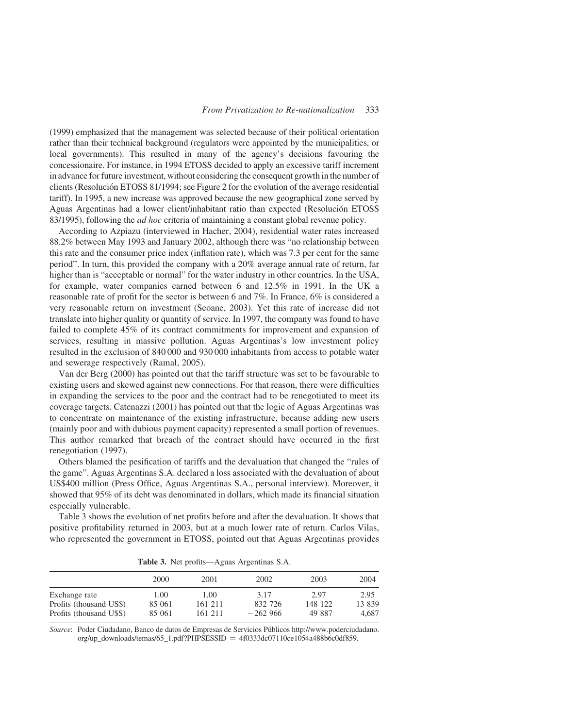(1999) emphasized that the management was selected because of their political orientation rather than their technical background (regulators were appointed by the municipalities, or local governments). This resulted in many of the agency's decisions favouring the concessionaire. For instance, in 1994 ETOSS decided to apply an excessive tariff increment in advance for future investment, without considering the consequent growth in the number of clients (Resolución ETOSS 81/1994; see Figure 2 for the evolution of the average residential tariff). In 1995, a new increase was approved because the new geographical zone served by Aguas Argentinas had a lower client/inhabitant ratio than expected (Resolución ETOSS 83/1995), following the *ad hoc* criteria of maintaining a constant global revenue policy.

According to Azpiazu (interviewed in Hacher, 2004), residential water rates increased 88.2% between May 1993 and January 2002, although there was "no relationship between this rate and the consumer price index (inflation rate), which was 7.3 per cent for the same period". In turn, this provided the company with a 20% average annual rate of return, far higher than is "acceptable or normal" for the water industry in other countries. In the USA, for example, water companies earned between 6 and 12.5% in 1991. In the UK a reasonable rate of profit for the sector is between 6 and 7%. In France, 6% is considered a very reasonable return on investment (Seoane, 2003). Yet this rate of increase did not translate into higher quality or quantity of service. In 1997, the company was found to have failed to complete 45% of its contract commitments for improvement and expansion of services, resulting in massive pollution. Aguas Argentinas's low investment policy resulted in the exclusion of 840 000 and 930 000 inhabitants from access to potable water and sewerage respectively (Ramal, 2005).

Van der Berg (2000) has pointed out that the tariff structure was set to be favourable to existing users and skewed against new connections. For that reason, there were difficulties in expanding the services to the poor and the contract had to be renegotiated to meet its coverage targets. Catenazzi (2001) has pointed out that the logic of Aguas Argentinas was to concentrate on maintenance of the existing infrastructure, because adding new users (mainly poor and with dubious payment capacity) represented a small portion of revenues. This author remarked that breach of the contract should have occurred in the first renegotiation (1997).

Others blamed the pesification of tariffs and the devaluation that changed the "rules of the game". Aguas Argentinas S.A. declared a loss associated with the devaluation of about US$400 million (Press Office, Aguas Argentinas S.A., personal interview). Moreover, it showed that 95% of its debt was denominated in dollars, which made its financial situation especially vulnerable.

Table 3 shows the evolution of net profits before and after the devaluation. It shows that positive profitability returned in 2003, but at a much lower rate of return. Carlos Vilas, who represented the government in ETOSS, pointed out that Aguas Argentinas provides

**Table 3.** Net profits—Aguas Argentinas S.A.

| | 2000 | 2001 | 2002 | 2003 | 2004 |
|---|---|---|---|---|---|
| Exchange rate | 1.00 | 1.00 | 3.17 | 2.97 | 2.95 |
| Profits (thousand US$) | 85 061 | 161 211 | −832 726 | 148 122 | 13 839 |
| Profits (thousand U$S) | 85 061 | 161 211 | −262 966 | 49 887 | 4,687 |

*Source*: Poder Ciudadano, Banco de datos de Empresas de Servicios Públicos http://www.poderciudadano.org/up_downloads/temas/65_1.pdf?PHPSESSID = 4f0333dc07110ce1054a488b6c0df859.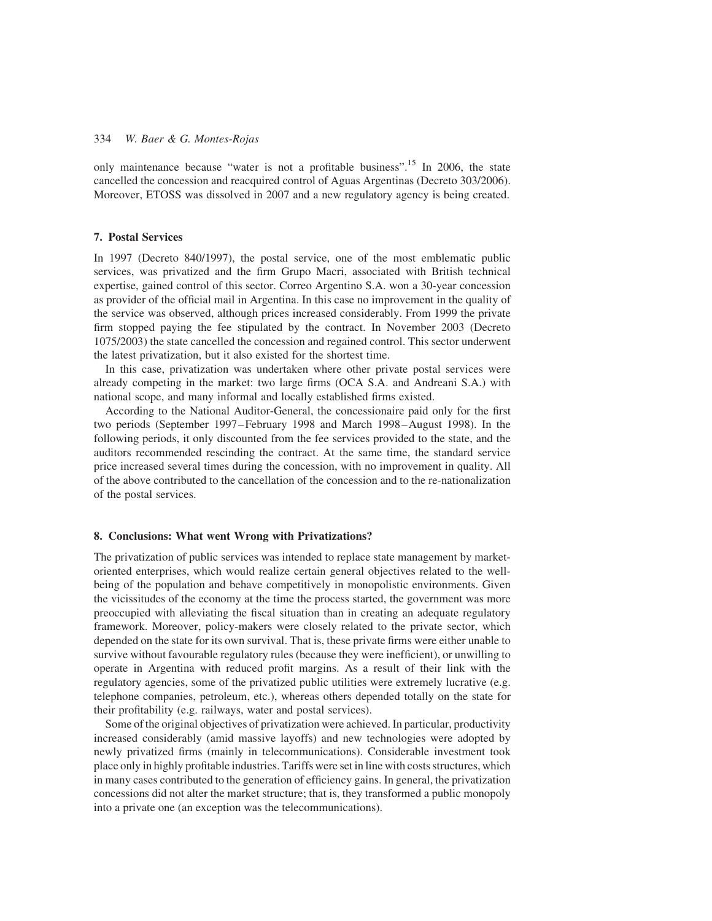only maintenance because "water is not a profitable business".[15] In 2006, the state cancelled the concession and reacquired control of Aguas Argentinas (Decreto 303/2006). Moreover, ETOSS was dissolved in 2007 and a new regulatory agency is being created.

## 7. Postal Services

In 1997 (Decreto 840/1997), the postal service, one of the most emblematic public services, was privatized and the firm Grupo Macri, associated with British technical expertise, gained control of this sector. Correo Argentino S.A. won a 30-year concession as provider of the official mail in Argentina. In this case no improvement in the quality of the service was observed, although prices increased considerably. From 1999 the private firm stopped paying the fee stipulated by the contract. In November 2003 (Decreto 1075/2003) the state cancelled the concession and regained control. This sector underwent the latest privatization, but it also existed for the shortest time.

In this case, privatization was undertaken where other private postal services were already competing in the market: two large firms (OCA S.A. and Andreani S.A.) with national scope, and many informal and locally established firms existed.

According to the National Auditor-General, the concessionaire paid only for the first two periods (September 1997–February 1998 and March 1998–August 1998). In the following periods, it only discounted from the fee services provided to the state, and the auditors recommended rescinding the contract. At the same time, the standard service price increased several times during the concession, with no improvement in quality. All of the above contributed to the cancellation of the concession and to the re-nationalization of the postal services.

## 8. Conclusions: What went Wrong with Privatizations?

The privatization of public services was intended to replace state management by market-oriented enterprises, which would realize certain general objectives related to the well-being of the population and behave competitively in monopolistic environments. Given the vicissitudes of the economy at the time the process started, the government was more preoccupied with alleviating the fiscal situation than in creating an adequate regulatory framework. Moreover, policy-makers were closely related to the private sector, which depended on the state for its own survival. That is, these private firms were either unable to survive without favourable regulatory rules (because they were inefficient), or unwilling to operate in Argentina with reduced profit margins. As a result of their link with the regulatory agencies, some of the privatized public utilities were extremely lucrative (e.g. telephone companies, petroleum, etc.), whereas others depended totally on the state for their profitability (e.g. railways, water and postal services).

Some of the original objectives of privatization were achieved. In particular, productivity increased considerably (amid massive layoffs) and new technologies were adopted by newly privatized firms (mainly in telecommunications). Considerable investment took place only in highly profitable industries. Tariffs were set in line with costs structures, which in many cases contributed to the generation of efficiency gains. In general, the privatization concessions did not alter the market structure; that is, they transformed a public monopoly into a private one (an exception was the telecommunications).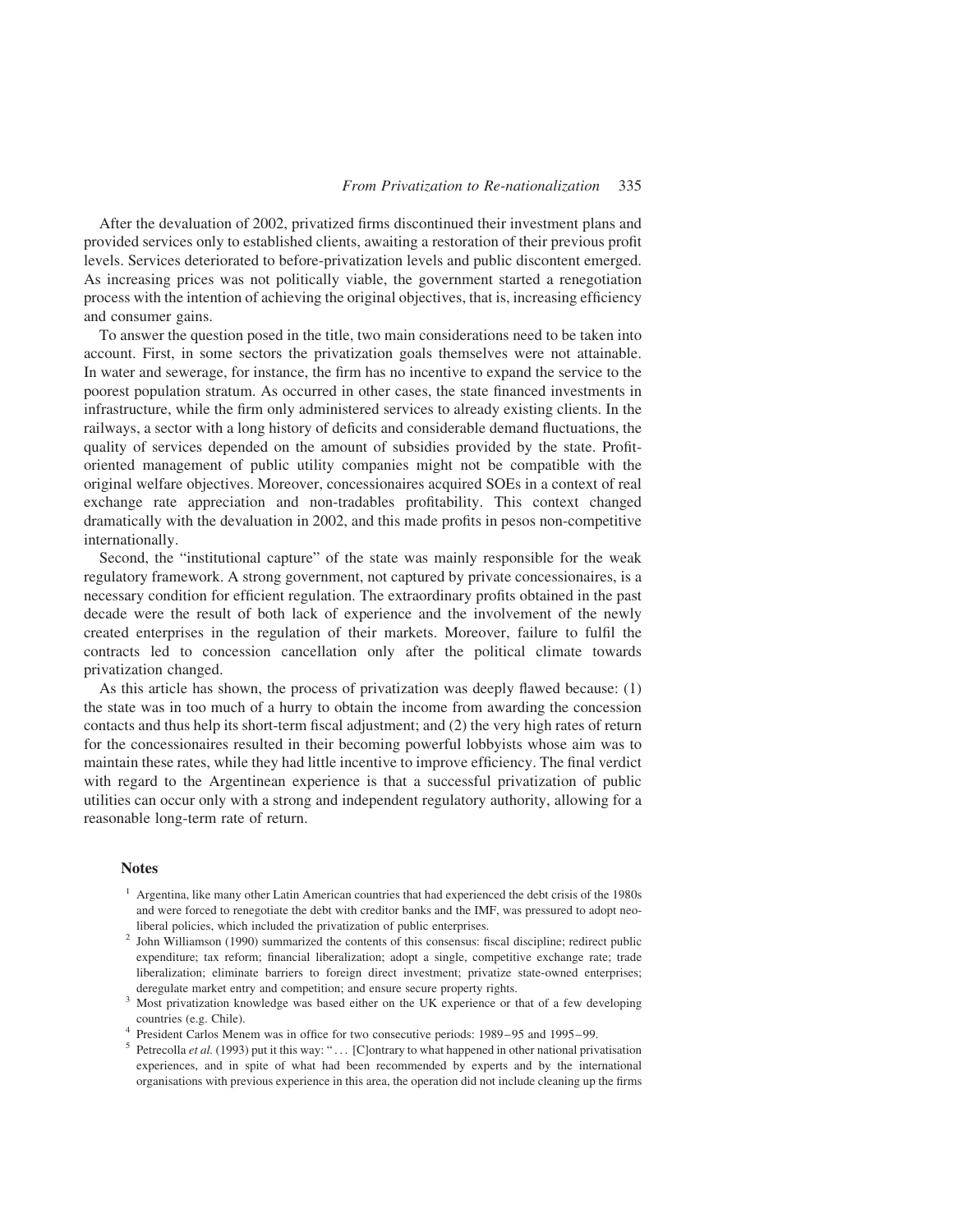After the devaluation of 2002, privatized firms discontinued their investment plans and provided services only to established clients, awaiting a restoration of their previous profit levels. Services deteriorated to before-privatization levels and public discontent emerged. As increasing prices was not politically viable, the government started a renegotiation process with the intention of achieving the original objectives, that is, increasing efficiency and consumer gains.

To answer the question posed in the title, two main considerations need to be taken into account. First, in some sectors the privatization goals themselves were not attainable. In water and sewerage, for instance, the firm has no incentive to expand the service to the poorest population stratum. As occurred in other cases, the state financed investments in infrastructure, while the firm only administered services to already existing clients. In the railways, a sector with a long history of deficits and considerable demand fluctuations, the quality of services depended on the amount of subsidies provided by the state. Profit-oriented management of public utility companies might not be compatible with the original welfare objectives. Moreover, concessionaires acquired SOEs in a context of real exchange rate appreciation and non-tradables profitability. This context changed dramatically with the devaluation in 2002, and this made profits in pesos non-competitive internationally.

Second, the "institutional capture" of the state was mainly responsible for the weak regulatory framework. A strong government, not captured by private concessionaires, is a necessary condition for efficient regulation. The extraordinary profits obtained in the past decade were the result of both lack of experience and the involvement of the newly created enterprises in the regulation of their markets. Moreover, failure to fulfil the contracts led to concession cancellation only after the political climate towards privatization changed.

As this article has shown, the process of privatization was deeply flawed because: (1) the state was in too much of a hurry to obtain the income from awarding the concession contacts and thus help its short-term fiscal adjustment; and (2) the very high rates of return for the concessionaires resulted in their becoming powerful lobbyists whose aim was to maintain these rates, while they had little incentive to improve efficiency. The final verdict with regard to the Argentinean experience is that a successful privatization of public utilities can occur only with a strong and independent regulatory authority, allowing for a reasonable long-term rate of return.

## Notes

1. Argentina, like many other Latin American countries that had experienced the debt crisis of the 1980s and were forced to renegotiate the debt with creditor banks and the IMF, was pressured to adopt neo-liberal policies, which included the privatization of public enterprises.
2. John Williamson (1990) summarized the contents of this consensus: fiscal discipline; redirect public expenditure; tax reform; financial liberalization; adopt a single, competitive exchange rate; trade liberalization; eliminate barriers to foreign direct investment; privatize state-owned enterprises; deregulate market entry and competition; and ensure secure property rights.
3. Most privatization knowledge was based either on the UK experience or that of a few developing countries (e.g. Chile).
4. President Carlos Menem was in office for two consecutive periods: 1989–95 and 1995–99.
5. Petrecolla *et al.* (1993) put it this way: "... [C]ontrary to what happened in other national privatisation experiences, and in spite of what had been recommended by experts and by the international organisations with previous experience in this area, the operation did not include cleaning up the firms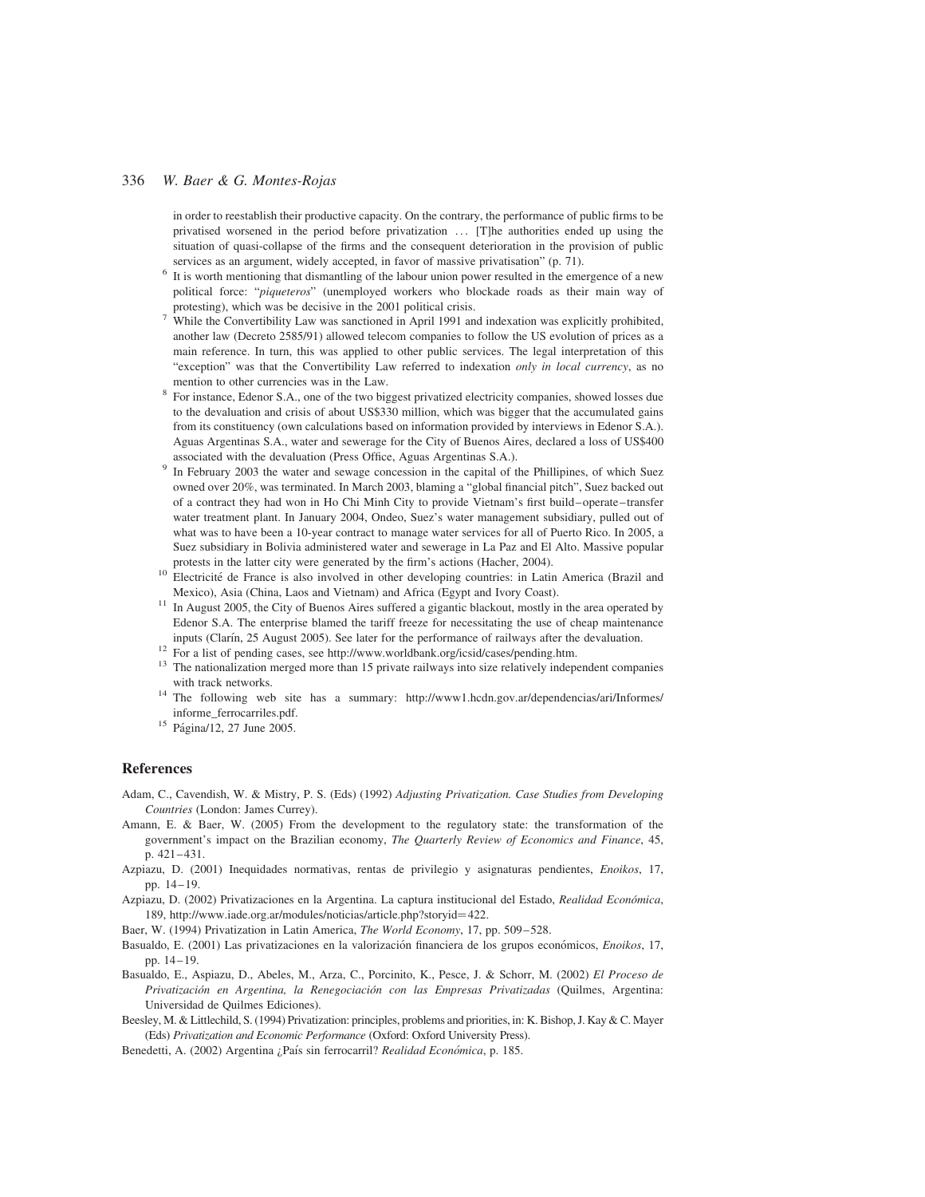in order to reestablish their productive capacity. On the contrary, the performance of public firms to be privatised worsened in the period before privatization ... [T]he authorities ended up using the situation of quasi-collapse of the firms and the consequent deterioration in the provision of public services as an argument, widely accepted, in favor of massive privatisation" (p. 71).

[6] It is worth mentioning that dismantling of the labour union power resulted in the emergence of a new political force: "*piqueteros*" (unemployed workers who blockade roads as their main way of protesting), which was be decisive in the 2001 political crisis.

[7] While the Convertibility Law was sanctioned in April 1991 and indexation was explicitly prohibited, another law (Decreto 2585/91) allowed telecom companies to follow the US evolution of prices as a main reference. In turn, this was applied to other public services. The legal interpretation of this "exception" was that the Convertibility Law referred to indexation *only in local currency*, as no mention to other currencies was in the Law.

[8] For instance, Edenor S.A., one of the two biggest privatized electricity companies, showed losses due to the devaluation and crisis of about US$330 million, which was bigger that the accumulated gains from its constituency (own calculations based on information provided by interviews in Edenor S.A.). Aguas Argentinas S.A., water and sewerage for the City of Buenos Aires, declared a loss of US$400 associated with the devaluation (Press Office, Aguas Argentinas S.A.).

[9] In February 2003 the water and sewage concession in the capital of the Phillipines, of which Suez owned over 20%, was terminated. In March 2003, blaming a "global financial pitch", Suez backed out of a contract they had won in Ho Chi Minh City to provide Vietnam's first build–operate–transfer water treatment plant. In January 2004, Ondeo, Suez's water management subsidiary, pulled out of what was to have been a 10-year contract to manage water services for all of Puerto Rico. In 2005, a Suez subsidiary in Bolivia administered water and sewerage in La Paz and El Alto. Massive popular protests in the latter city were generated by the firm's actions (Hacher, 2004).

[10] Electricité de France is also involved in other developing countries: in Latin America (Brazil and Mexico), Asia (China, Laos and Vietnam) and Africa (Egypt and Ivory Coast).

[11] In August 2005, the City of Buenos Aires suffered a gigantic blackout, mostly in the area operated by Edenor S.A. The enterprise blamed the tariff freeze for necessitating the use of cheap maintenance inputs (Clarín, 25 August 2005). See later for the performance of railways after the devaluation.

[12] For a list of pending cases, see http://www.worldbank.org/icsid/cases/pending.htm.

[13] The nationalization merged more than 15 private railways into size relatively independent companies with track networks.

[14] The following web site has a summary: http://www1.hcdn.gov.ar/dependencias/ari/Informes/informe_ferrocarriles.pdf.

[15] Página/12, 27 June 2005.

## References

Adam, C., Cavendish, W. & Mistry, P. S. (Eds) (1992) *Adjusting Privatization. Case Studies from Developing Countries* (London: James Currey).

Amann, E. & Baer, W. (2005) From the development to the regulatory state: the transformation of the government's impact on the Brazilian economy, *The Quarterly Review of Economics and Finance*, 45, p. 421–431.

Azpiazu, D. (2001) Inequidades normativas, rentas de privilegio y asignaturas pendientes, *Enoikos*, 17, pp. 14–19.

Azpiazu, D. (2002) Privatizaciones en la Argentina. La captura institucional del Estado, *Realidad Económica*, 189, http://www.iade.org.ar/modules/noticias/article.php?storyid=422.

Baer, W. (1994) Privatization in Latin America, *The World Economy*, 17, pp. 509–528.

Basualdo, E. (2001) Las privatizaciones en la valorización financiera de los grupos económicos, *Enoikos*, 17, pp. 14–19.

Basualdo, E., Aspiazu, D., Abeles, M., Arza, C., Porcinito, K., Pesce, J. & Schorr, M. (2002) *El Proceso de Privatización en Argentina, la Renegociación con las Empresas Privatizadas* (Quilmes, Argentina: Universidad de Quilmes Ediciones).

Beesley, M. & Littlechild, S. (1994) Privatization: principles, problems and priorities, in: K. Bishop, J. Kay & C. Mayer (Eds) *Privatization and Economic Performance* (Oxford: Oxford University Press).

Benedetti, A. (2002) Argentina ¿País sin ferrocarril? *Realidad Económica*, p. 185.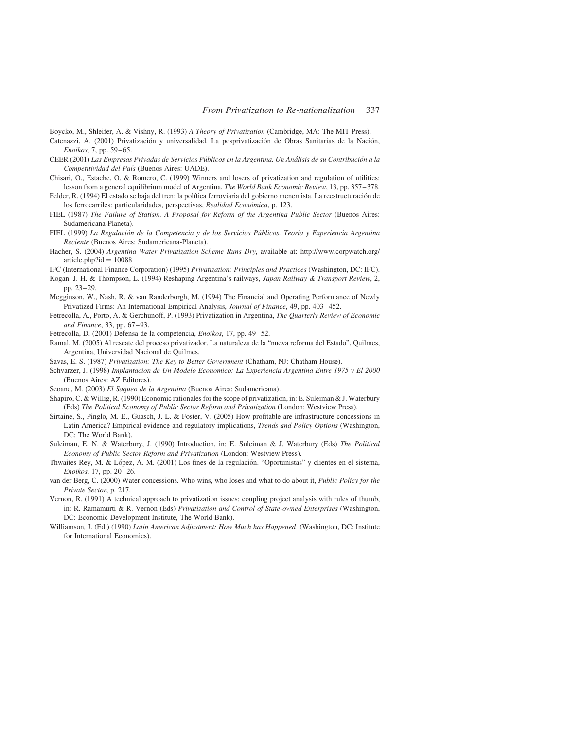Boycko, M., Shleifer, A. & Vishny, R. (1993) *A Theory of Privatization* (Cambridge, MA: The MIT Press).

Catenazzi, A. (2001) Privatización y universalidad. La posprivatización de Obras Sanitarias de la Nación, *Enoikos*, 7, pp. 59–65.

CEER (2001) *Las Empresas Privadas de Servicios Públicos en la Argentina. Un Análisis de su Contribución a la Competitividad del País* (Buenos Aires: UADE).

Chisari, O., Estache, O. & Romero, C. (1999) Winners and losers of privatization and regulation of utilities: lesson from a general equilibrium model of Argentina, *The World Bank Economic Review*, 13, pp. 357–378.

Felder, R. (1994) El estado se baja del tren: la política ferroviaria del gobierno menemista. La reestructuración de los ferrocarriles: particularidades, perspectivas, *Realidad Económica*, p. 123.

FIEL (1987) *The Failure of Statism. A Proposal for Reform of the Argentina Public Sector* (Buenos Aires: Sudamericana-Planeta).

FIEL (1999) *La Regulación de la Competencia y de los Servicios Públicos. Teoría y Experiencia Argentina Reciente* (Buenos Aires: Sudamericana-Planeta).

Hacher, S. (2004) *Argentina Water Privatization Scheme Runs Dry*, available at: http://www.corpwatch.org/article.php?id = 10088

IFC (International Finance Corporation) (1995) *Privatization: Principles and Practices* (Washington, DC: IFC).

Kogan, J. H. & Thompson, L. (1994) Reshaping Argentina's railways, *Japan Railway & Transport Review*, 2, pp. 23–29.

Megginson, W., Nash, R. & van Randerborgh, M. (1994) The Financial and Operating Performance of Newly Privatized Firms: An International Empirical Analysis, *Journal of Finance*, 49, pp. 403–452.

Petrecolla, A., Porto, A. & Gerchunoff, P. (1993) Privatization in Argentina, *The Quarterly Review of Economic and Finance*, 33, pp. 67–93.

Petrecolla, D. (2001) Defensa de la competencia, *Enoikos*, 17, pp. 49–52.

Ramal, M. (2005) Al rescate del proceso privatizador. La naturaleza de la "nueva reforma del Estado", Quilmes, Argentina, Universidad Nacional de Quilmes.

Savas, E. S. (1987) *Privatization: The Key to Better Government* (Chatham, NJ: Chatham House).

Schvarzer, J. (1998) *Implantacion de Un Modelo Economico: La Experiencia Argentina Entre 1975 y El 2000* (Buenos Aires: AZ Editores).

Seoane, M. (2003) *El Saqueo de la Argentina* (Buenos Aires: Sudamericana).

Shapiro, C. & Willig, R. (1990) Economic rationales for the scope of privatization, in: E. Suleiman & J. Waterbury (Eds) *The Political Economy of Public Sector Reform and Privatization* (London: Westview Press).

Sirtaine, S., Pinglo, M. E., Guasch, J. L. & Foster, V. (2005) How profitable are infrastructure concessions in Latin America? Empirical evidence and regulatory implications, *Trends and Policy Options* (Washington, DC: The World Bank).

Suleiman, E. N. & Waterbury, J. (1990) Introduction, in: E. Suleiman & J. Waterbury (Eds) *The Political Economy of Public Sector Reform and Privatization* (London: Westview Press).

Thwaites Rey, M. & López, A. M. (2001) Los fines de la regulación. "Oportunistas" y clientes en el sistema, *Enoikos*, 17, pp. 20–26.

van der Berg, C. (2000) Water concessions. Who wins, who loses and what to do about it, *Public Policy for the Private Sector*, p. 217.

Vernon, R. (1991) A technical approach to privatization issues: coupling project analysis with rules of thumb, in: R. Ramamurti & R. Vernon (Eds) *Privatization and Control of State-owned Enterprises* (Washington, DC: Economic Development Institute, The World Bank).

Williamson, J. (Ed.) (1990) *Latin American Adjustment: How Much has Happened* (Washington, DC: Institute for International Economics).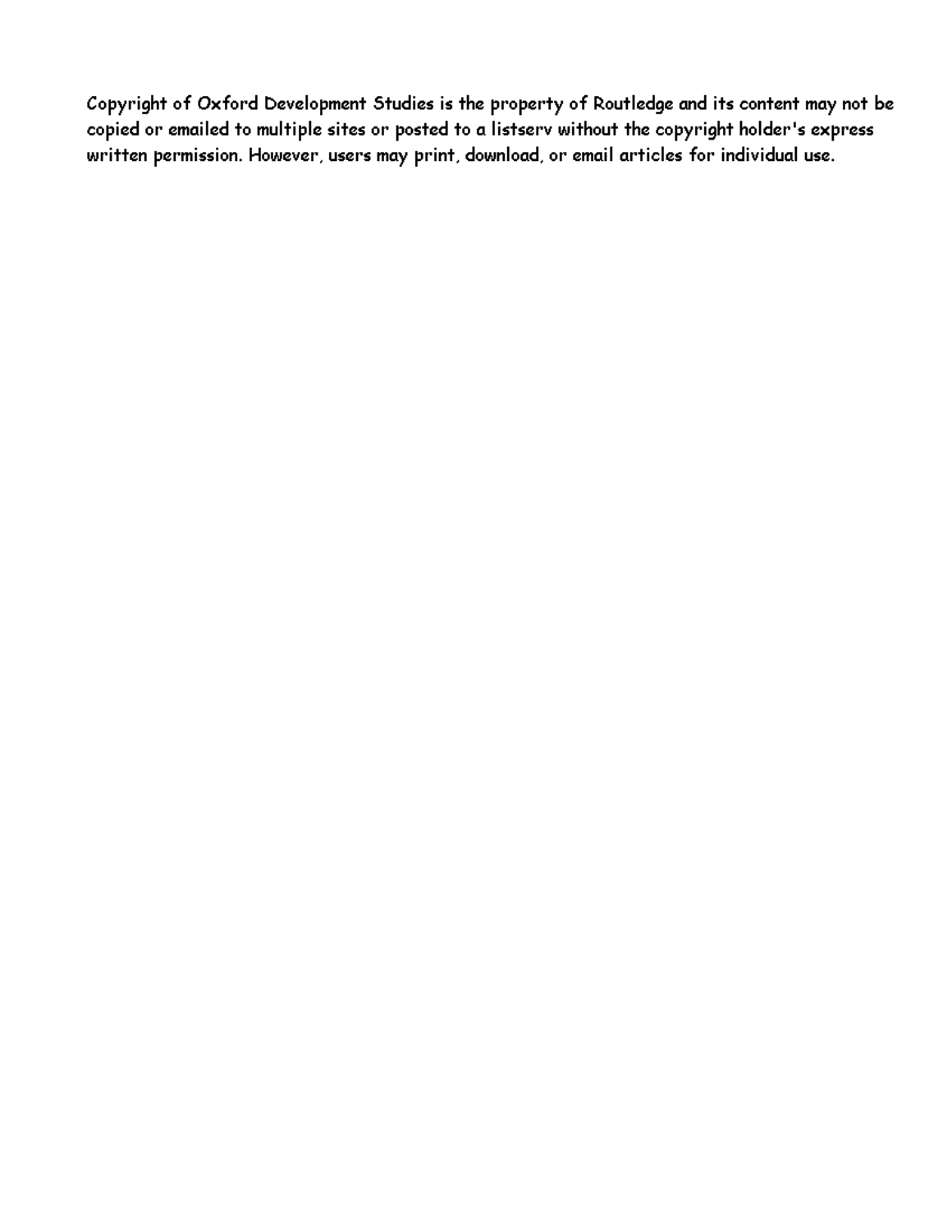Copyright of Oxford Development Studies is the property of Routledge and its content may not be copied or emailed to multiple sites or posted to a listserv without the copyright holder's express written permission. However, users may print, download, or email articles for individual use.